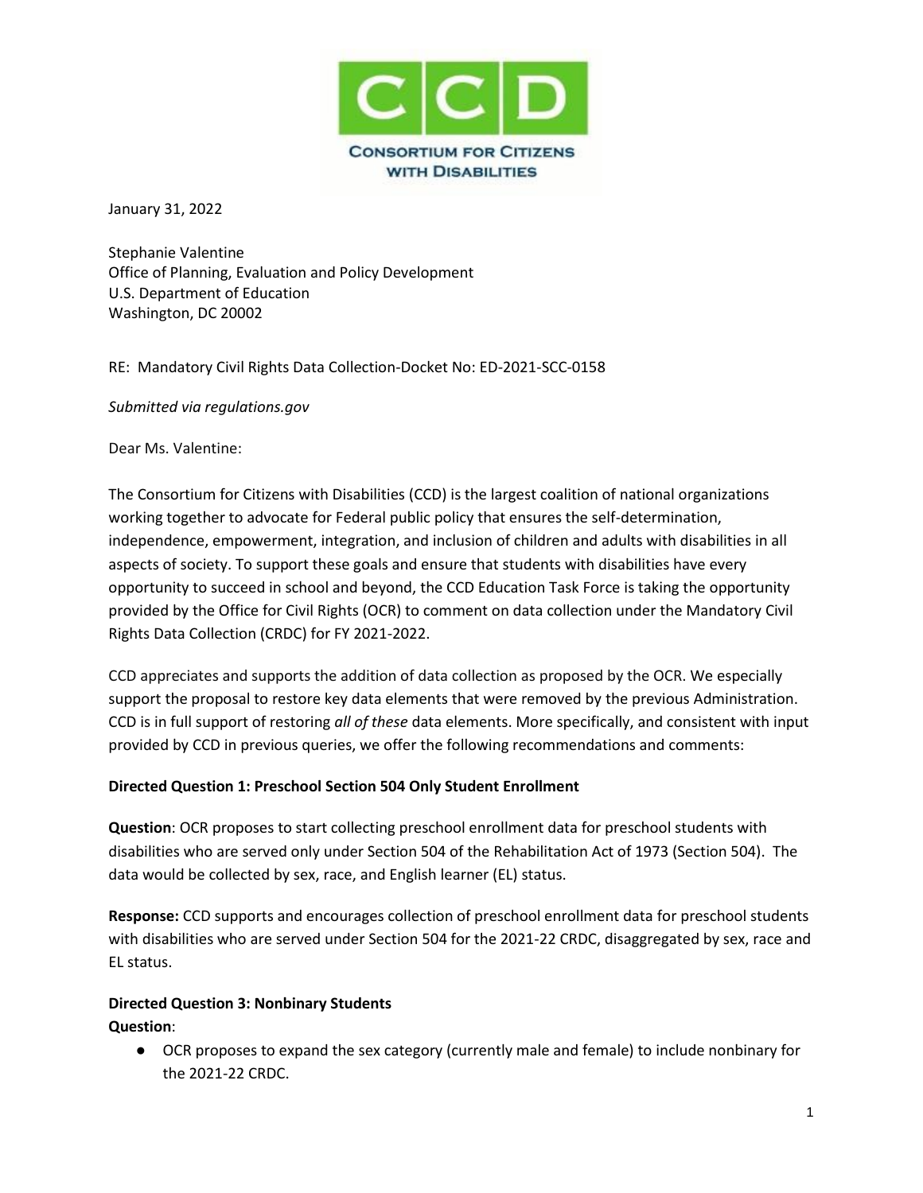CCD
CONSORTIUM FOR CITIZENS WITH DISABILITIES

January 31, 2022

Stephanie Valentine
Office of Planning, Evaluation and Policy Development
U.S. Department of Education
Washington, DC 20002

RE: Mandatory Civil Rights Data Collection-Docket No: ED-2021-SCC-0158

*Submitted via regulations.gov*

Dear Ms. Valentine:

The Consortium for Citizens with Disabilities (CCD) is the largest coalition of national organizations working together to advocate for Federal public policy that ensures the self-determination, independence, empowerment, integration, and inclusion of children and adults with disabilities in all aspects of society. To support these goals and ensure that students with disabilities have every opportunity to succeed in school and beyond, the CCD Education Task Force is taking the opportunity provided by the Office for Civil Rights (OCR) to comment on data collection under the Mandatory Civil Rights Data Collection (CRDC) for FY 2021-2022.

CCD appreciates and supports the addition of data collection as proposed by the OCR. We especially support the proposal to restore key data elements that were removed by the previous Administration. CCD is in full support of restoring *all of these* data elements. More specifically, and consistent with input provided by CCD in previous queries, we offer the following recommendations and comments:

**Directed Question 1: Preschool Section 504 Only Student Enrollment**

**Question**: OCR proposes to start collecting preschool enrollment data for preschool students with disabilities who are served only under Section 504 of the Rehabilitation Act of 1973 (Section 504). The data would be collected by sex, race, and English learner (EL) status.

**Response:** CCD supports and encourages collection of preschool enrollment data for preschool students with disabilities who are served under Section 504 for the 2021-22 CRDC, disaggregated by sex, race and EL status.

**Directed Question 3: Nonbinary Students**

**Question**:

- OCR proposes to expand the sex category (currently male and female) to include nonbinary for the 2021-22 CRDC.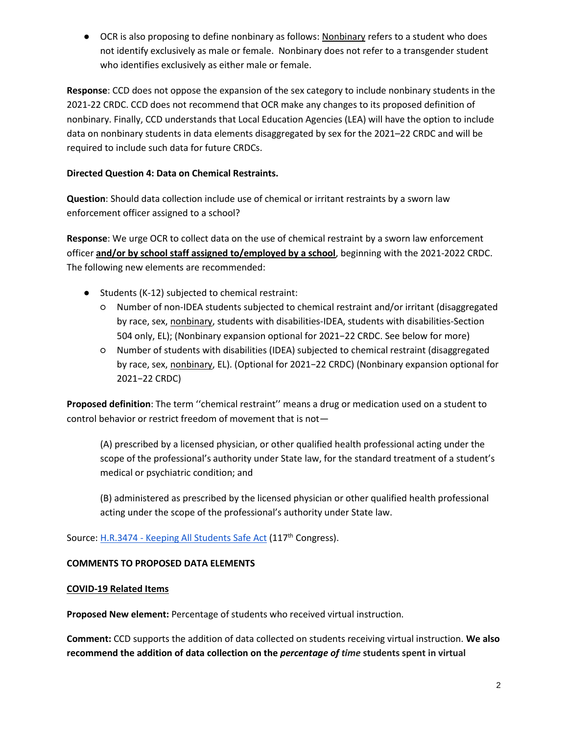- OCR is also proposing to define nonbinary as follows: <u>Nonbinary</u> refers to a student who does not identify exclusively as male or female. Nonbinary does not refer to a transgender student who identifies exclusively as either male or female.

**Response**: CCD does not oppose the expansion of the sex category to include nonbinary students in the 2021-22 CRDC. CCD does not recommend that OCR make any changes to its proposed definition of nonbinary. Finally, CCD understands that Local Education Agencies (LEA) will have the option to include data on nonbinary students in data elements disaggregated by sex for the 2021–22 CRDC and will be required to include such data for future CRDCs.

**Directed Question 4: Data on Chemical Restraints.**

**Question**: Should data collection include use of chemical or irritant restraints by a sworn law enforcement officer assigned to a school?

**Response**: We urge OCR to collect data on the use of chemical restraint by a sworn law enforcement officer **<u>and/or by school staff assigned to/employed by a school</u>**, beginning with the 2021-2022 CRDC. The following new elements are recommended:

- Students (K-12) subjected to chemical restraint:
  - Number of non-IDEA students subjected to chemical restraint and/or irritant (disaggregated by race, sex, <u>nonbinary</u>, students with disabilities-IDEA, students with disabilities-Section 504 only, EL); (Nonbinary expansion optional for 2021−22 CRDC. See below for more)
  - Number of students with disabilities (IDEA) subjected to chemical restraint (disaggregated by race, sex, <u>nonbinary</u>, EL). (Optional for 2021–22 CRDC) (Nonbinary expansion optional for 2021−22 CRDC)

**Proposed definition**: The term ''chemical restraint'' means a drug or medication used on a student to control behavior or restrict freedom of movement that is not—

> (A) prescribed by a licensed physician, or other qualified health professional acting under the scope of the professional's authority under State law, for the standard treatment of a student's medical or psychiatric condition; and
>
> (B) administered as prescribed by the licensed physician or other qualified health professional acting under the scope of the professional's authority under State law.

Source: [H.R.3474 - Keeping All Students Safe Act](#) (117th Congress).

**COMMENTS TO PROPOSED DATA ELEMENTS**

**<u>COVID-19 Related Items</u>**

**Proposed New element:** Percentage of students who received virtual instruction.

**Comment:** CCD supports the addition of data collected on students receiving virtual instruction. **We also recommend the addition of data collection on the *percentage of time* students spent in virtual**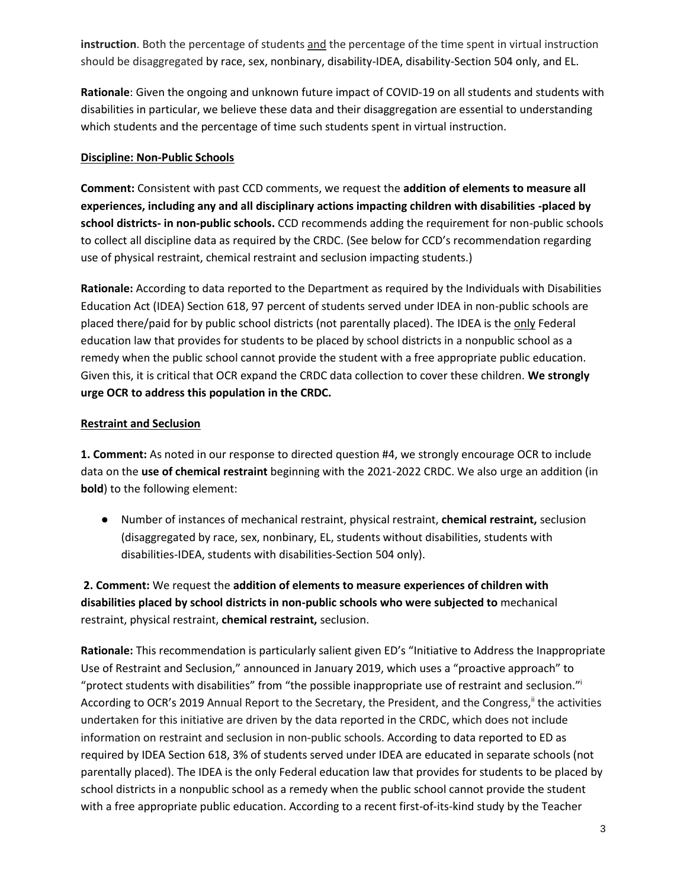**instruction**. Both the percentage of students and the percentage of the time spent in virtual instruction should be disaggregated by race, sex, nonbinary, disability-IDEA, disability-Section 504 only, and EL.

**Rationale**: Given the ongoing and unknown future impact of COVID-19 on all students and students with disabilities in particular, we believe these data and their disaggregation are essential to understanding which students and the percentage of time such students spent in virtual instruction.

**Discipline: Non-Public Schools**

**Comment:** Consistent with past CCD comments, we request the **addition of elements to measure all experiences, including any and all disciplinary actions impacting children with disabilities -placed by school districts- in non-public schools.** CCD recommends adding the requirement for non-public schools to collect all discipline data as required by the CRDC. (See below for CCD's recommendation regarding use of physical restraint, chemical restraint and seclusion impacting students.)

**Rationale:** According to data reported to the Department as required by the Individuals with Disabilities Education Act (IDEA) Section 618, 97 percent of students served under IDEA in non-public schools are placed there/paid for by public school districts (not parentally placed). The IDEA is the only Federal education law that provides for students to be placed by school districts in a nonpublic school as a remedy when the public school cannot provide the student with a free appropriate public education. Given this, it is critical that OCR expand the CRDC data collection to cover these children. **We strongly urge OCR to address this population in the CRDC.**

**Restraint and Seclusion**

**1. Comment:** As noted in our response to directed question #4, we strongly encourage OCR to include data on the **use of chemical restraint** beginning with the 2021-2022 CRDC. We also urge an addition (in **bold**) to the following element:

- Number of instances of mechanical restraint, physical restraint, **chemical restraint,** seclusion (disaggregated by race, sex, nonbinary, EL, students without disabilities, students with disabilities-IDEA, students with disabilities-Section 504 only).

**2. Comment:** We request the **addition of elements to measure experiences of children with disabilities placed by school districts in non-public schools who were subjected to** mechanical restraint, physical restraint, **chemical restraint,** seclusion.

**Rationale:** This recommendation is particularly salient given ED's "Initiative to Address the Inappropriate Use of Restraint and Seclusion," announced in January 2019, which uses a "proactive approach" to "protect students with disabilities" from "the possible inappropriate use of restraint and seclusion."[i] According to OCR's 2019 Annual Report to the Secretary, the President, and the Congress,[ii] the activities undertaken for this initiative are driven by the data reported in the CRDC, which does not include information on restraint and seclusion in non-public schools. According to data reported to ED as required by IDEA Section 618, 3% of students served under IDEA are educated in separate schools (not parentally placed). The IDEA is the only Federal education law that provides for students to be placed by school districts in a nonpublic school as a remedy when the public school cannot provide the student with a free appropriate public education. According to a recent first-of-its-kind study by the Teacher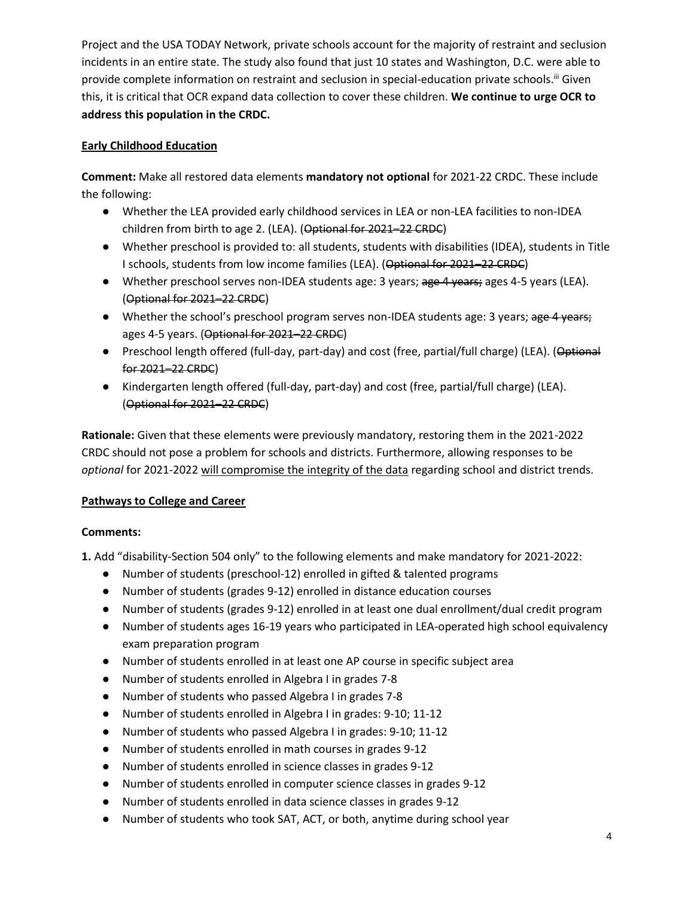Project and the USA TODAY Network, private schools account for the majority of restraint and seclusion incidents in an entire state. The study also found that just 10 states and Washington, D.C. were able to provide complete information on restraint and seclusion in special-education private schools.[iii] Given this, it is critical that OCR expand data collection to cover these children. **We continue to urge OCR to address this population in the CRDC.**

## Early Childhood Education

**Comment:** Make all restored data elements **mandatory not optional** for 2021-22 CRDC. These include the following:

- Whether the LEA provided early childhood services in LEA or non-LEA facilities to non-IDEA children from birth to age 2. (LEA). (~~Optional for 2021–22 CRDC~~)
- Whether preschool is provided to: all students, students with disabilities (IDEA), students in Title I schools, students from low income families (LEA). (~~Optional for 2021–22 CRDC~~)
- Whether preschool serves non-IDEA students age: 3 years; ~~age 4 years;~~ ages 4-5 years (LEA). (~~Optional for 2021–22 CRDC~~)
- Whether the school's preschool program serves non-IDEA students age: 3 years; ~~age 4 years;~~ ages 4-5 years. (~~Optional for 2021–22 CRDC~~)
- Preschool length offered (full-day, part-day) and cost (free, partial/full charge) (LEA). (~~Optional for 2021–22 CRDC~~)
- Kindergarten length offered (full-day, part-day) and cost (free, partial/full charge) (LEA). (~~Optional for 2021–22 CRDC~~)

**Rationale:** Given that these elements were previously mandatory, restoring them in the 2021-2022 CRDC should not pose a problem for schools and districts. Furthermore, allowing responses to be *optional* for 2021-2022 will compromise the integrity of the data regarding school and district trends.

## Pathways to College and Career

**Comments:**

**1.** Add "disability-Section 504 only" to the following elements and make mandatory for 2021-2022:

- Number of students (preschool-12) enrolled in gifted & talented programs
- Number of students (grades 9-12) enrolled in distance education courses
- Number of students (grades 9-12) enrolled in at least one dual enrollment/dual credit program
- Number of students ages 16-19 years who participated in LEA-operated high school equivalency exam preparation program
- Number of students enrolled in at least one AP course in specific subject area
- Number of students enrolled in Algebra I in grades 7-8
- Number of students who passed Algebra I in grades 7-8
- Number of students enrolled in Algebra I in grades: 9-10; 11-12
- Number of students who passed Algebra I in grades: 9-10; 11-12
- Number of students enrolled in math courses in grades 9-12
- Number of students enrolled in science classes in grades 9-12
- Number of students enrolled in computer science classes in grades 9-12
- Number of students enrolled in data science classes in grades 9-12
- Number of students who took SAT, ACT, or both, anytime during school year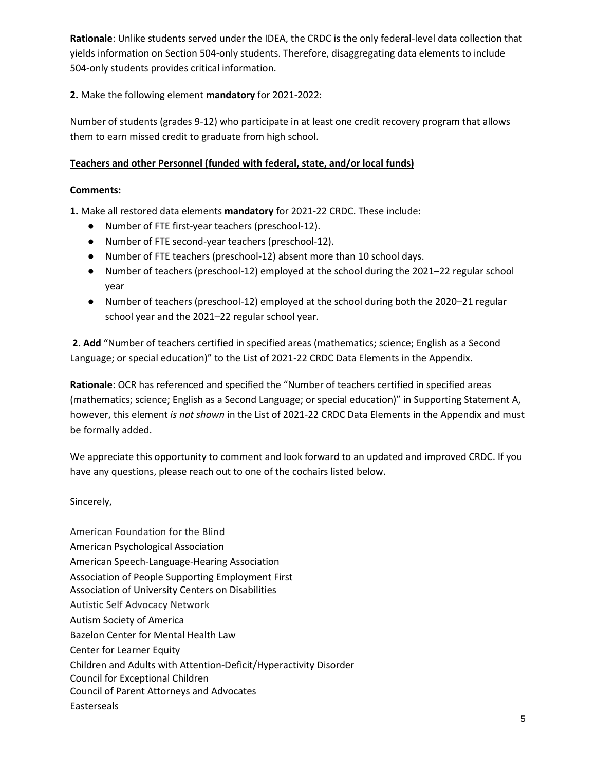**Rationale**: Unlike students served under the IDEA, the CRDC is the only federal-level data collection that yields information on Section 504-only students. Therefore, disaggregating data elements to include 504-only students provides critical information.

**2.** Make the following element **mandatory** for 2021-2022:

Number of students (grades 9-12) who participate in at least one credit recovery program that allows them to earn missed credit to graduate from high school.

**Teachers and other Personnel (funded with federal, state, and/or local funds)**

**Comments:**

**1.** Make all restored data elements **mandatory** for 2021-22 CRDC. These include:

- Number of FTE first-year teachers (preschool-12).
- Number of FTE second-year teachers (preschool-12).
- Number of FTE teachers (preschool-12) absent more than 10 school days.
- Number of teachers (preschool-12) employed at the school during the 2021–22 regular school year
- Number of teachers (preschool-12) employed at the school during both the 2020–21 regular school year and the 2021–22 regular school year.

**2. Add** "Number of teachers certified in specified areas (mathematics; science; English as a Second Language; or special education)" to the List of 2021-22 CRDC Data Elements in the Appendix.

**Rationale**: OCR has referenced and specified the "Number of teachers certified in specified areas (mathematics; science; English as a Second Language; or special education)" in Supporting Statement A, however, this element *is not shown* in the List of 2021-22 CRDC Data Elements in the Appendix and must be formally added.

We appreciate this opportunity to comment and look forward to an updated and improved CRDC. If you have any questions, please reach out to one of the cochairs listed below.

Sincerely,

American Foundation for the Blind
American Psychological Association
American Speech-Language-Hearing Association
Association of People Supporting Employment First
Association of University Centers on Disabilities
Autistic Self Advocacy Network
Autism Society of America
Bazelon Center for Mental Health Law
Center for Learner Equity
Children and Adults with Attention-Deficit/Hyperactivity Disorder
Council for Exceptional Children
Council of Parent Attorneys and Advocates
Easterseals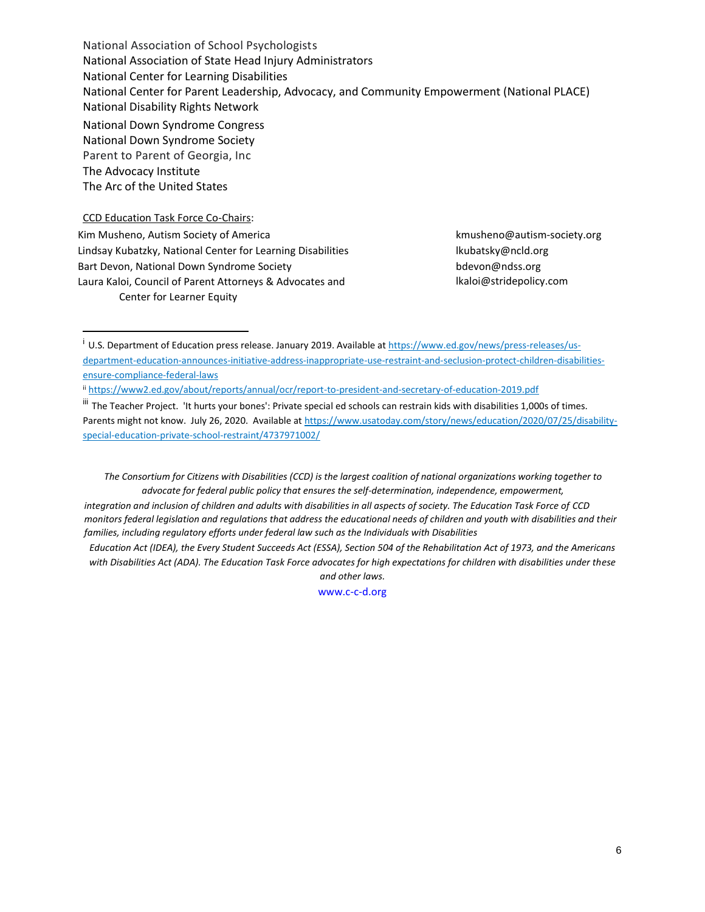National Association of School Psychologists
National Association of State Head Injury Administrators
National Center for Learning Disabilities
National Center for Parent Leadership, Advocacy, and Community Empowerment (National PLACE)
National Disability Rights Network
National Down Syndrome Congress
National Down Syndrome Society
Parent to Parent of Georgia, Inc
The Advocacy Institute
The Arc of the United States

CCD Education Task Force Co-Chairs:

Kim Musheno, Autism Society of America — kmusheno@autism-society.org
Lindsay Kubatzky, National Center for Learning Disabilities — lkubatsky@ncld.org
Bart Devon, National Down Syndrome Society — bdevon@ndss.org
Laura Kaloi, Council of Parent Attorneys & Advocates and Center for Learner Equity — lkaloi@stridepolicy.com

---

[i] U.S. Department of Education press release. January 2019. Available at https://www.ed.gov/news/press-releases/us-department-education-announces-initiative-address-inappropriate-use-restraint-and-seclusion-protect-children-disabilities-ensure-compliance-federal-laws

[ii] https://www2.ed.gov/about/reports/annual/ocr/report-to-president-and-secretary-of-education-2019.pdf

[iii] The Teacher Project. 'It hurts your bones': Private special ed schools can restrain kids with disabilities 1,000s of times. Parents might not know. July 26, 2020. Available at https://www.usatoday.com/story/news/education/2020/07/25/disability-special-education-private-school-restraint/4737971002/

*The Consortium for Citizens with Disabilities (CCD) is the largest coalition of national organizations working together to advocate for federal public policy that ensures the self-determination, independence, empowerment, integration and inclusion of children and adults with disabilities in all aspects of society. The Education Task Force of CCD monitors federal legislation and regulations that address the educational needs of children and youth with disabilities and their families, including regulatory efforts under federal law such as the Individuals with Disabilities Education Act (IDEA), the Every Student Succeeds Act (ESSA), Section 504 of the Rehabilitation Act of 1973, and the Americans with Disabilities Act (ADA). The Education Task Force advocates for high expectations for children with disabilities under these and other laws.*

www.c-c-d.org